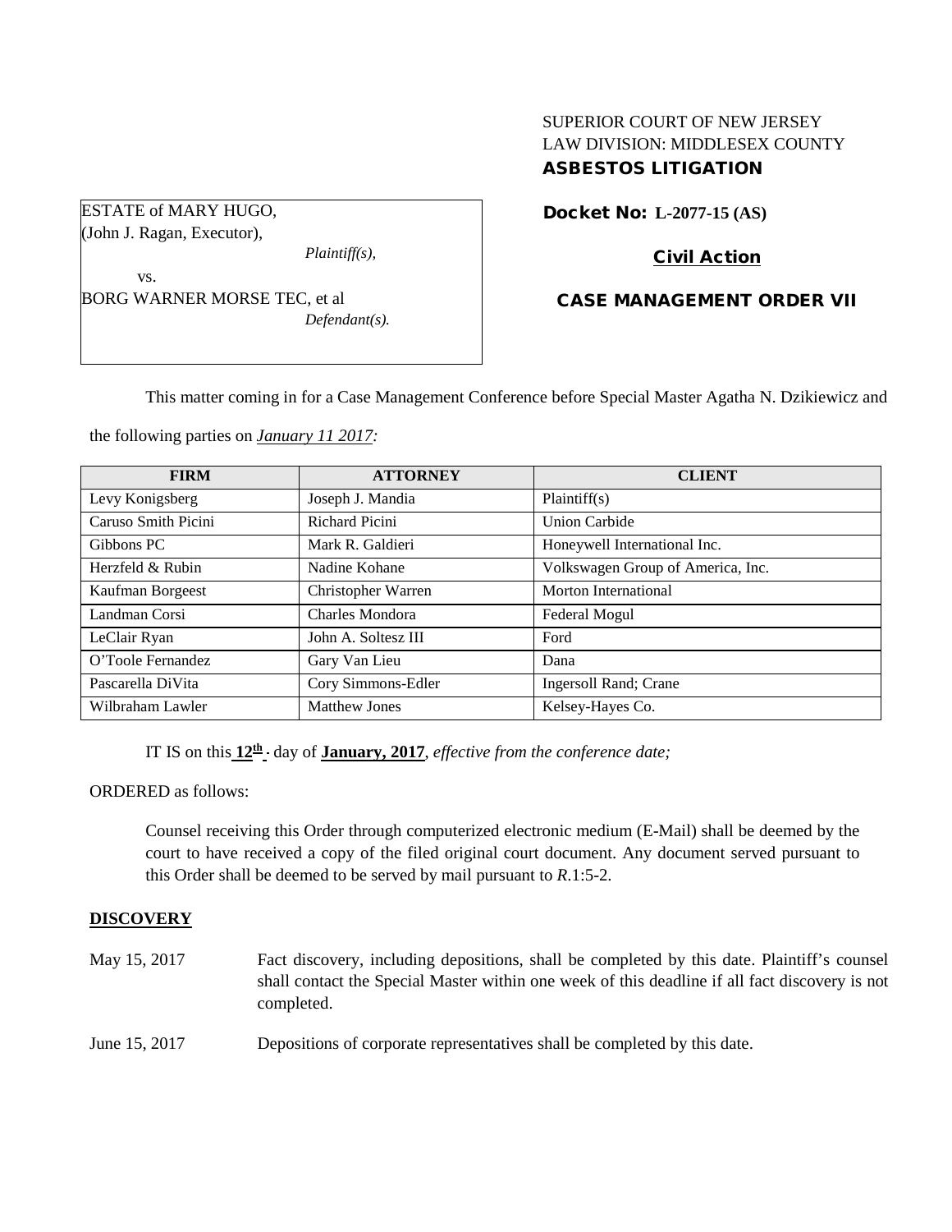SUPERIOR COURT OF NEW JERSEY
LAW DIVISION: MIDDLESEX COUNTY
**ASBESTOS LITIGATION**

ESTATE of MARY HUGO,
(John J. Ragan, Executor),
*Plaintiff(s),*
vs.
BORG WARNER MORSE TEC, et al
*Defendant(s).*

**Docket No: L-2077-15 (AS)**

**Civil Action**

**CASE MANAGEMENT ORDER VII**

This matter coming in for a Case Management Conference before Special Master Agatha N. Dzikiewicz and the following parties on *January 11 2017:*

| FIRM | ATTORNEY | CLIENT |
|---|---|---|
| Levy Konigsberg | Joseph J. Mandia | Plaintiff(s) |
| Caruso Smith Picini | Richard Picini | Union Carbide |
| Gibbons PC | Mark R. Galdieri | Honeywell International Inc. |
| Herzfeld & Rubin | Nadine Kohane | Volkswagen Group of America, Inc. |
| Kaufman Borgeest | Christopher Warren | Morton International |
| Landman Corsi | Charles Mondora | Federal Mogul |
| LeClair Ryan | John A. Soltesz III | Ford |
| O'Toole Fernandez | Gary Van Lieu | Dana |
| Pascarella DiVita | Cory Simmons-Edler | Ingersoll Rand; Crane |
| Wilbraham Lawler | Matthew Jones | Kelsey-Hayes Co. |

IT IS on this **12th** day of **January, 2017**, *effective from the conference date;*

ORDERED as follows:

Counsel receiving this Order through computerized electronic medium (E-Mail) shall be deemed by the court to have received a copy of the filed original court document. Any document served pursuant to this Order shall be deemed to be served by mail pursuant to *R*.1:5-2.

**DISCOVERY**

May 15, 2017 — Fact discovery, including depositions, shall be completed by this date. Plaintiff's counsel shall contact the Special Master within one week of this deadline if all fact discovery is not completed.

June 15, 2017 — Depositions of corporate representatives shall be completed by this date.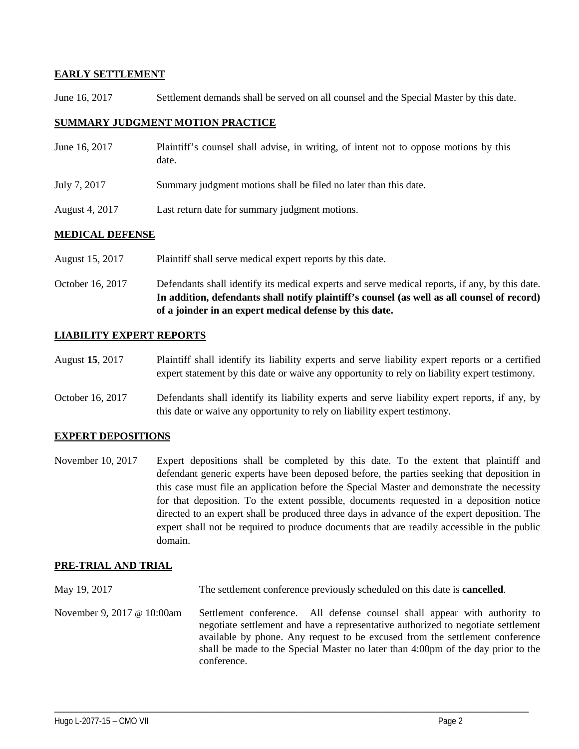**EARLY SETTLEMENT**

June 16, 2017 Settlement demands shall be served on all counsel and the Special Master by this date.

**SUMMARY JUDGMENT MOTION PRACTICE**

June 16, 2017 Plaintiff's counsel shall advise, in writing, of intent not to oppose motions by this date.

July 7, 2017 Summary judgment motions shall be filed no later than this date.

August 4, 2017 Last return date for summary judgment motions.

**MEDICAL DEFENSE**

August 15, 2017 Plaintiff shall serve medical expert reports by this date.

October 16, 2017 Defendants shall identify its medical experts and serve medical reports, if any, by this date. **In addition, defendants shall notify plaintiff's counsel (as well as all counsel of record) of a joinder in an expert medical defense by this date.**

**LIABILITY EXPERT REPORTS**

August **15**, 2017 Plaintiff shall identify its liability experts and serve liability expert reports or a certified expert statement by this date or waive any opportunity to rely on liability expert testimony.

October 16, 2017 Defendants shall identify its liability experts and serve liability expert reports, if any, by this date or waive any opportunity to rely on liability expert testimony.

**EXPERT DEPOSITIONS**

November 10, 2017 Expert depositions shall be completed by this date. To the extent that plaintiff and defendant generic experts have been deposed before, the parties seeking that deposition in this case must file an application before the Special Master and demonstrate the necessity for that deposition. To the extent possible, documents requested in a deposition notice directed to an expert shall be produced three days in advance of the expert deposition. The expert shall not be required to produce documents that are readily accessible in the public domain.

**PRE-TRIAL AND TRIAL**

May 19, 2017 The settlement conference previously scheduled on this date is **cancelled**.

November 9, 2017 @ 10:00am Settlement conference. All defense counsel shall appear with authority to negotiate settlement and have a representative authorized to negotiate settlement available by phone. Any request to be excused from the settlement conference shall be made to the Special Master no later than 4:00pm of the day prior to the conference.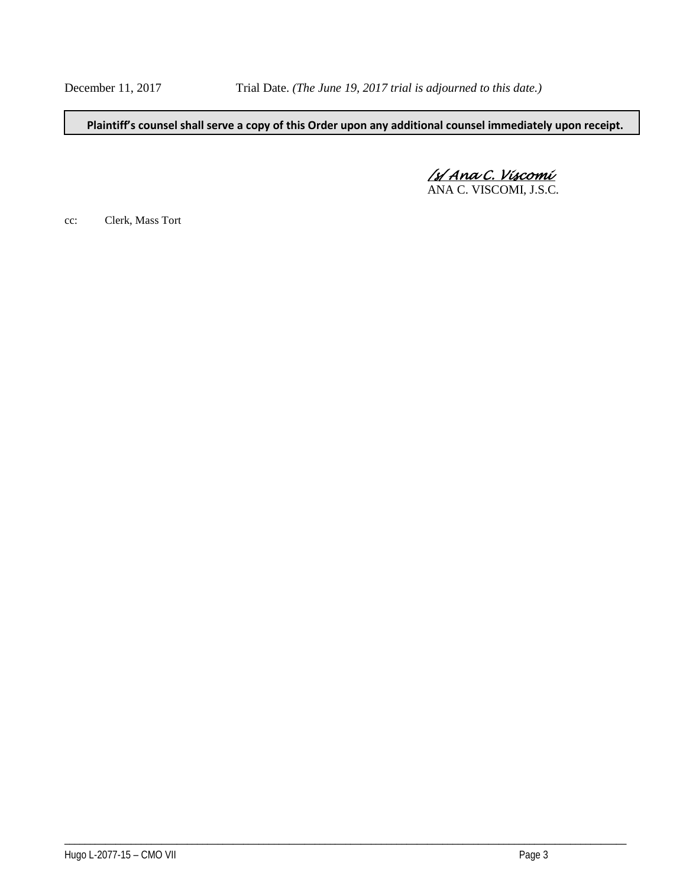| | |
|---|---|
| December 11, 2017 | Trial Date. *(The June 19, 2017 trial is adjourned to this date.)* |

**Plaintiff's counsel shall serve a copy of this Order upon any additional counsel immediately upon receipt.**

*/s/ Ana C. Viscomi*
ANA C. VISCOMI, J.S.C.

cc: Clerk, Mass Tort